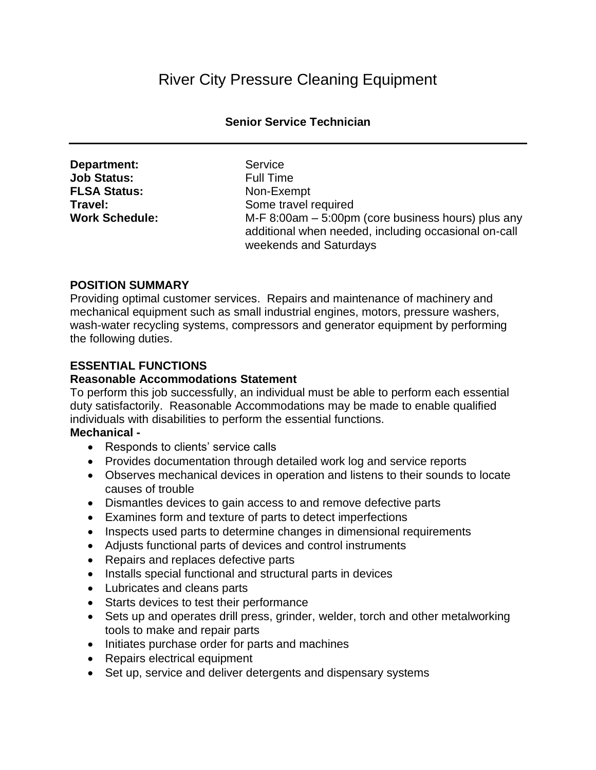# River City Pressure Cleaning Equipment

## Senior Service Technician

---

**Department:** Service
**Job Status:** Full Time
**FLSA Status:** Non-Exempt
**Travel:** Some travel required
**Work Schedule:** M-F 8:00am – 5:00pm (core business hours) plus any additional when needed, including occasional on-call weekends and Saturdays

### POSITION SUMMARY

Providing optimal customer services. Repairs and maintenance of machinery and mechanical equipment such as small industrial engines, motors, pressure washers, wash-water recycling systems, compressors and generator equipment by performing the following duties.

### ESSENTIAL FUNCTIONS

**Reasonable Accommodations Statement**

To perform this job successfully, an individual must be able to perform each essential duty satisfactorily. Reasonable Accommodations may be made to enable qualified individuals with disabilities to perform the essential functions.

**Mechanical -**

- Responds to clients' service calls
- Provides documentation through detailed work log and service reports
- Observes mechanical devices in operation and listens to their sounds to locate causes of trouble
- Dismantles devices to gain access to and remove defective parts
- Examines form and texture of parts to detect imperfections
- Inspects used parts to determine changes in dimensional requirements
- Adjusts functional parts of devices and control instruments
- Repairs and replaces defective parts
- Installs special functional and structural parts in devices
- Lubricates and cleans parts
- Starts devices to test their performance
- Sets up and operates drill press, grinder, welder, torch and other metalworking tools to make and repair parts
- Initiates purchase order for parts and machines
- Repairs electrical equipment
- Set up, service and deliver detergents and dispensary systems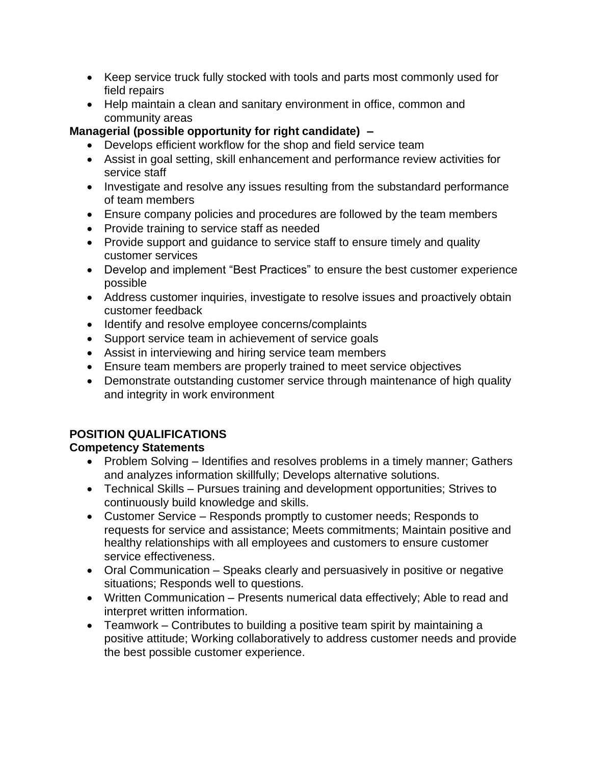- Keep service truck fully stocked with tools and parts most commonly used for field repairs
- Help maintain a clean and sanitary environment in office, common and community areas

**Managerial (possible opportunity for right candidate) –**

- Develops efficient workflow for the shop and field service team
- Assist in goal setting, skill enhancement and performance review activities for service staff
- Investigate and resolve any issues resulting from the substandard performance of team members
- Ensure company policies and procedures are followed by the team members
- Provide training to service staff as needed
- Provide support and guidance to service staff to ensure timely and quality customer services
- Develop and implement "Best Practices" to ensure the best customer experience possible
- Address customer inquiries, investigate to resolve issues and proactively obtain customer feedback
- Identify and resolve employee concerns/complaints
- Support service team in achievement of service goals
- Assist in interviewing and hiring service team members
- Ensure team members are properly trained to meet service objectives
- Demonstrate outstanding customer service through maintenance of high quality and integrity in work environment

**POSITION QUALIFICATIONS**

**Competency Statements**

- Problem Solving – Identifies and resolves problems in a timely manner; Gathers and analyzes information skillfully; Develops alternative solutions.
- Technical Skills – Pursues training and development opportunities; Strives to continuously build knowledge and skills.
- Customer Service – Responds promptly to customer needs; Responds to requests for service and assistance; Meets commitments; Maintain positive and healthy relationships with all employees and customers to ensure customer service effectiveness.
- Oral Communication – Speaks clearly and persuasively in positive or negative situations; Responds well to questions.
- Written Communication – Presents numerical data effectively; Able to read and interpret written information.
- Teamwork – Contributes to building a positive team spirit by maintaining a positive attitude; Working collaboratively to address customer needs and provide the best possible customer experience.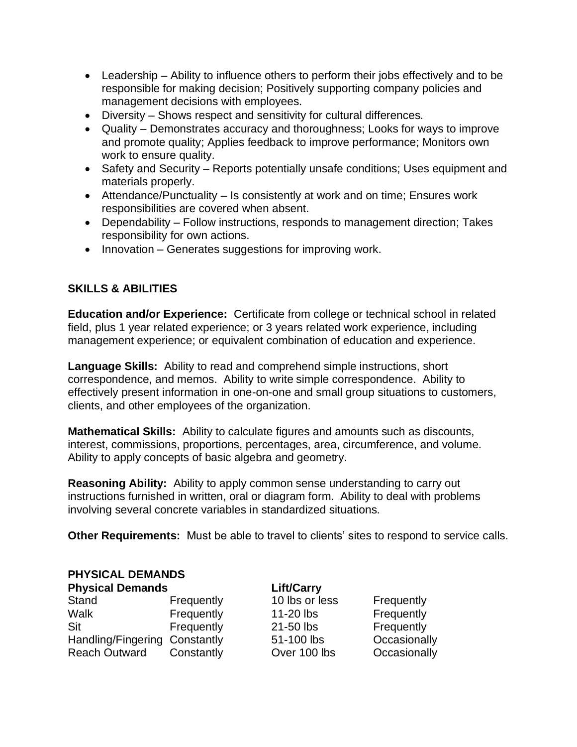- Leadership – Ability to influence others to perform their jobs effectively and to be responsible for making decision; Positively supporting company policies and management decisions with employees.
- Diversity – Shows respect and sensitivity for cultural differences.
- Quality – Demonstrates accuracy and thoroughness; Looks for ways to improve and promote quality; Applies feedback to improve performance; Monitors own work to ensure quality.
- Safety and Security – Reports potentially unsafe conditions; Uses equipment and materials properly.
- Attendance/Punctuality – Is consistently at work and on time; Ensures work responsibilities are covered when absent.
- Dependability – Follow instructions, responds to management direction; Takes responsibility for own actions.
- Innovation – Generates suggestions for improving work.

## SKILLS & ABILITIES

**Education and/or Experience:** Certificate from college or technical school in related field, plus 1 year related experience; or 3 years related work experience, including management experience; or equivalent combination of education and experience.

**Language Skills:** Ability to read and comprehend simple instructions, short correspondence, and memos. Ability to write simple correspondence. Ability to effectively present information in one-on-one and small group situations to customers, clients, and other employees of the organization.

**Mathematical Skills:** Ability to calculate figures and amounts such as discounts, interest, commissions, proportions, percentages, area, circumference, and volume. Ability to apply concepts of basic algebra and geometry.

**Reasoning Ability:** Ability to apply common sense understanding to carry out instructions furnished in written, oral or diagram form. Ability to deal with problems involving several concrete variables in standardized situations.

**Other Requirements:** Must be able to travel to clients' sites to respond to service calls.

## PHYSICAL DEMANDS

| Physical Demands | | Lift/Carry | |
|---|---|---|---|
| Stand | Frequently | 10 lbs or less | Frequently |
| Walk | Frequently | 11-20 lbs | Frequently |
| Sit | Frequently | 21-50 lbs | Frequently |
| Handling/Fingering | Constantly | 51-100 lbs | Occasionally |
| Reach Outward | Constantly | Over 100 lbs | Occasionally |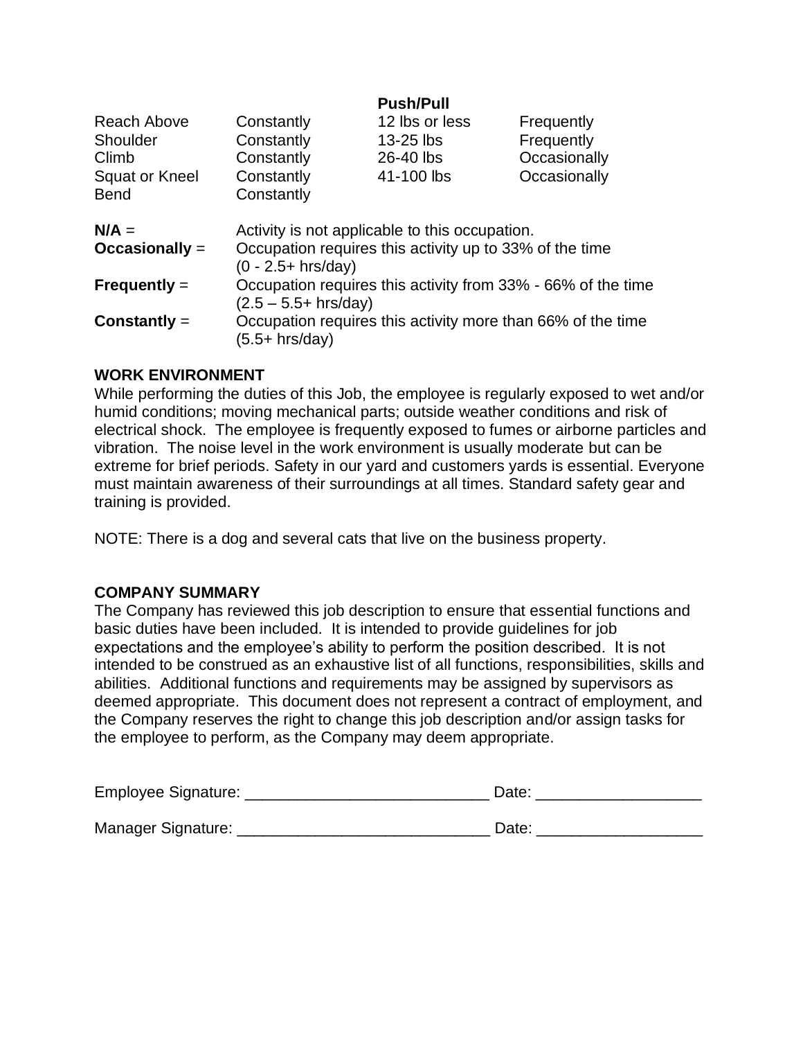| | | Push/Pull | |
|---|---|---|---|
| Reach Above | Constantly | 12 lbs or less | Frequently |
| Shoulder | Constantly | 13-25 lbs | Frequently |
| Climb | Constantly | 26-40 lbs | Occasionally |
| Squat or Kneel | Constantly | 41-100 lbs | Occasionally |
| Bend | Constantly | | |

| | |
|---|---|
| **N/A** = | Activity is not applicable to this occupation. |
| **Occasionally** = | Occupation requires this activity up to 33% of the time (0 - 2.5+ hrs/day) |
| **Frequently** = | Occupation requires this activity from 33% - 66% of the time (2.5 – 5.5+ hrs/day) |
| **Constantly** = | Occupation requires this activity more than 66% of the time (5.5+ hrs/day) |

**WORK ENVIRONMENT**

While performing the duties of this Job, the employee is regularly exposed to wet and/or humid conditions; moving mechanical parts; outside weather conditions and risk of electrical shock. The employee is frequently exposed to fumes or airborne particles and vibration. The noise level in the work environment is usually moderate but can be extreme for brief periods. Safety in our yard and customers yards is essential. Everyone must maintain awareness of their surroundings at all times. Standard safety gear and training is provided.

NOTE: There is a dog and several cats that live on the business property.

**COMPANY SUMMARY**

The Company has reviewed this job description to ensure that essential functions and basic duties have been included. It is intended to provide guidelines for job expectations and the employee's ability to perform the position described. It is not intended to be construed as an exhaustive list of all functions, responsibilities, skills and abilities. Additional functions and requirements may be assigned by supervisors as deemed appropriate. This document does not represent a contract of employment, and the Company reserves the right to change this job description and/or assign tasks for the employee to perform, as the Company may deem appropriate.

Employee Signature: ____________________________ Date: ___________________

Manager Signature: _____________________________ Date: ___________________